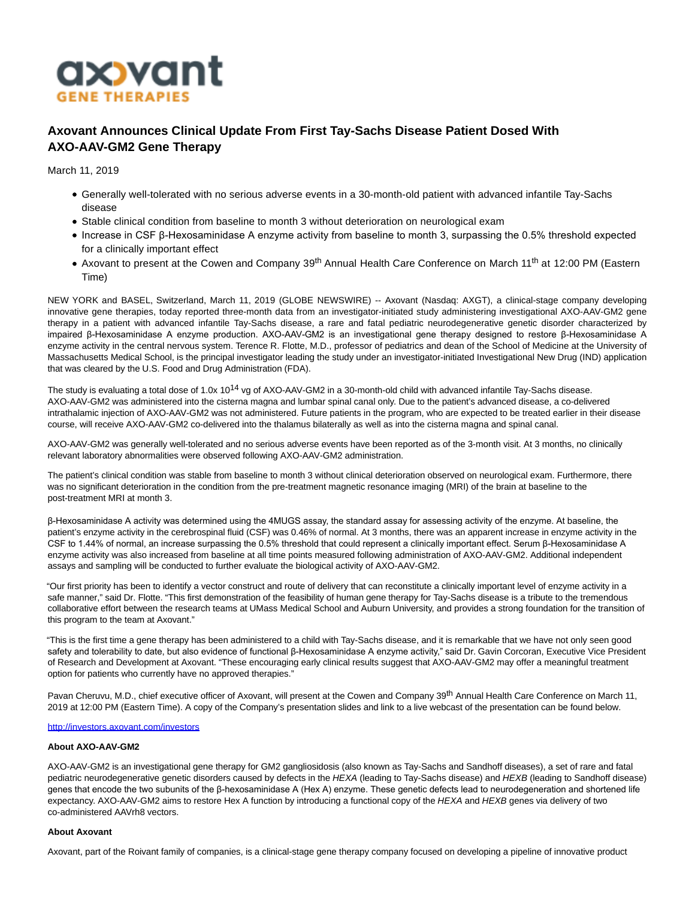axovant
GENE THERAPIES

# Axovant Announces Clinical Update From First Tay-Sachs Disease Patient Dosed With AXO-AAV-GM2 Gene Therapy

March 11, 2019

- Generally well-tolerated with no serious adverse events in a 30-month-old patient with advanced infantile Tay-Sachs disease
- Stable clinical condition from baseline to month 3 without deterioration on neurological exam
- Increase in CSF β-Hexosaminidase A enzyme activity from baseline to month 3, surpassing the 0.5% threshold expected for a clinically important effect
- Axovant to present at the Cowen and Company 39th Annual Health Care Conference on March 11th at 12:00 PM (Eastern Time)

NEW YORK and BASEL, Switzerland, March 11, 2019 (GLOBE NEWSWIRE) -- Axovant (Nasdaq: AXGT), a clinical-stage company developing innovative gene therapies, today reported three-month data from an investigator-initiated study administering investigational AXO-AAV-GM2 gene therapy in a patient with advanced infantile Tay-Sachs disease, a rare and fatal pediatric neurodegenerative genetic disorder characterized by impaired β-Hexosaminidase A enzyme production. AXO-AAV-GM2 is an investigational gene therapy designed to restore β-Hexosaminidase A enzyme activity in the central nervous system. Terence R. Flotte, M.D., professor of pediatrics and dean of the School of Medicine at the University of Massachusetts Medical School, is the principal investigator leading the study under an investigator-initiated Investigational New Drug (IND) application that was cleared by the U.S. Food and Drug Administration (FDA).

The study is evaluating a total dose of $1.0x\ 10^{14}$ vg of AXO-AAV-GM2 in a 30-month-old child with advanced infantile Tay-Sachs disease. AXO-AAV-GM2 was administered into the cisterna magna and lumbar spinal canal only. Due to the patient's advanced disease, a co-delivered intrathalamic injection of AXO-AAV-GM2 was not administered. Future patients in the program, who are expected to be treated earlier in their disease course, will receive AXO-AAV-GM2 co-delivered into the thalamus bilaterally as well as into the cisterna magna and spinal canal.

AXO-AAV-GM2 was generally well-tolerated and no serious adverse events have been reported as of the 3-month visit. At 3 months, no clinically relevant laboratory abnormalities were observed following AXO-AAV-GM2 administration.

The patient's clinical condition was stable from baseline to month 3 without clinical deterioration observed on neurological exam. Furthermore, there was no significant deterioration in the condition from the pre-treatment magnetic resonance imaging (MRI) of the brain at baseline to the post-treatment MRI at month 3.

β-Hexosaminidase A activity was determined using the 4MUGS assay, the standard assay for assessing activity of the enzyme. At baseline, the patient's enzyme activity in the cerebrospinal fluid (CSF) was 0.46% of normal. At 3 months, there was an apparent increase in enzyme activity in the CSF to 1.44% of normal, an increase surpassing the 0.5% threshold that could represent a clinically important effect. Serum β-Hexosaminidase A enzyme activity was also increased from baseline at all time points measured following administration of AXO-AAV-GM2. Additional independent assays and sampling will be conducted to further evaluate the biological activity of AXO-AAV-GM2.

"Our first priority has been to identify a vector construct and route of delivery that can reconstitute a clinically important level of enzyme activity in a safe manner," said Dr. Flotte. "This first demonstration of the feasibility of human gene therapy for Tay-Sachs disease is a tribute to the tremendous collaborative effort between the research teams at UMass Medical School and Auburn University, and provides a strong foundation for the transition of this program to the team at Axovant."

"This is the first time a gene therapy has been administered to a child with Tay-Sachs disease, and it is remarkable that we have not only seen good safety and tolerability to date, but also evidence of functional β-Hexosaminidase A enzyme activity," said Dr. Gavin Corcoran, Executive Vice President of Research and Development at Axovant. "These encouraging early clinical results suggest that AXO-AAV-GM2 may offer a meaningful treatment option for patients who currently have no approved therapies."

Pavan Cheruvu, M.D., chief executive officer of Axovant, will present at the Cowen and Company 39th Annual Health Care Conference on March 11, 2019 at 12:00 PM (Eastern Time). A copy of the Company's presentation slides and link to a live webcast of the presentation can be found below.

http://investors.axovant.com/investors

**About AXO-AAV-GM2**

AXO-AAV-GM2 is an investigational gene therapy for GM2 gangliosidosis (also known as Tay-Sachs and Sandhoff diseases), a set of rare and fatal pediatric neurodegenerative genetic disorders caused by defects in the *HEXA* (leading to Tay-Sachs disease) and *HEXB* (leading to Sandhoff disease) genes that encode the two subunits of the β-hexosaminidase A (Hex A) enzyme. These genetic defects lead to neurodegeneration and shortened life expectancy. AXO-AAV-GM2 aims to restore Hex A function by introducing a functional copy of the *HEXA* and *HEXB* genes via delivery of two co-administered AAVrh8 vectors.

**About Axovant**

Axovant, part of the Roivant family of companies, is a clinical-stage gene therapy company focused on developing a pipeline of innovative product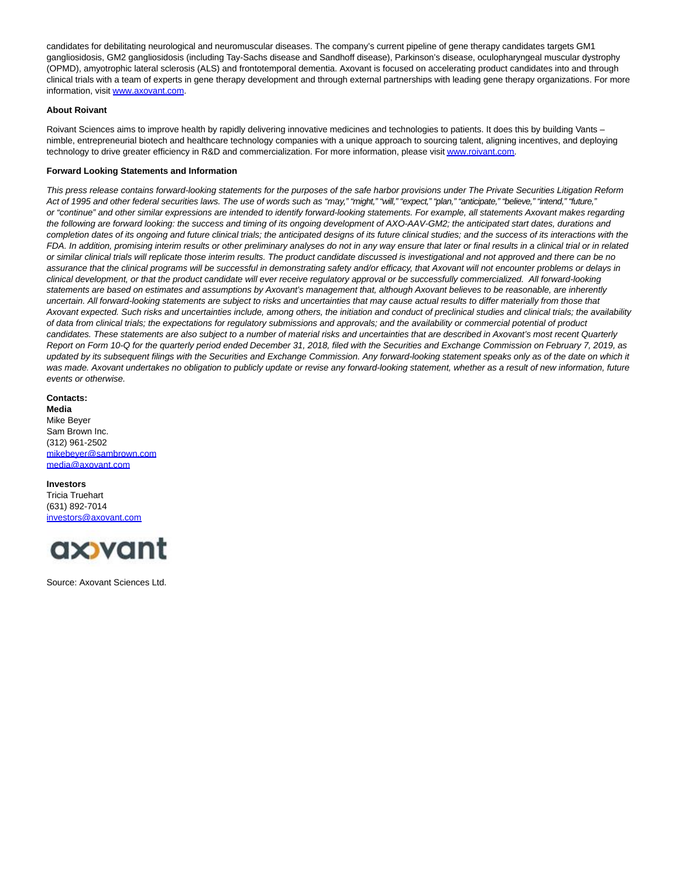candidates for debilitating neurological and neuromuscular diseases. The company's current pipeline of gene therapy candidates targets GM1 gangliosidosis, GM2 gangliosidosis (including Tay-Sachs disease and Sandhoff disease), Parkinson's disease, oculopharyngeal muscular dystrophy (OPMD), amyotrophic lateral sclerosis (ALS) and frontotemporal dementia. Axovant is focused on accelerating product candidates into and through clinical trials with a team of experts in gene therapy development and through external partnerships with leading gene therapy organizations. For more information, visit www.axovant.com.

**About Roivant**

Roivant Sciences aims to improve health by rapidly delivering innovative medicines and technologies to patients. It does this by building Vants – nimble, entrepreneurial biotech and healthcare technology companies with a unique approach to sourcing talent, aligning incentives, and deploying technology to drive greater efficiency in R&D and commercialization. For more information, please visit www.roivant.com.

**Forward Looking Statements and Information**

*This press release contains forward-looking statements for the purposes of the safe harbor provisions under The Private Securities Litigation Reform Act of 1995 and other federal securities laws. The use of words such as "may," "might," "will," "expect," "plan," "anticipate," "believe," "intend," "future," or "continue" and other similar expressions are intended to identify forward-looking statements. For example, all statements Axovant makes regarding the following are forward looking: the success and timing of its ongoing development of AXO-AAV-GM2; the anticipated start dates, durations and completion dates of its ongoing and future clinical trials; the anticipated designs of its future clinical studies; and the success of its interactions with the FDA. In addition, promising interim results or other preliminary analyses do not in any way ensure that later or final results in a clinical trial or in related or similar clinical trials will replicate those interim results. The product candidate discussed is investigational and not approved and there can be no assurance that the clinical programs will be successful in demonstrating safety and/or efficacy, that Axovant will not encounter problems or delays in clinical development, or that the product candidate will ever receive regulatory approval or be successfully commercialized. All forward-looking statements are based on estimates and assumptions by Axovant's management that, although Axovant believes to be reasonable, are inherently uncertain. All forward-looking statements are subject to risks and uncertainties that may cause actual results to differ materially from those that Axovant expected. Such risks and uncertainties include, among others, the initiation and conduct of preclinical studies and clinical trials; the availability of data from clinical trials; the expectations for regulatory submissions and approvals; and the availability or commercial potential of product candidates. These statements are also subject to a number of material risks and uncertainties that are described in Axovant's most recent Quarterly Report on Form 10-Q for the quarterly period ended December 31, 2018, filed with the Securities and Exchange Commission on February 7, 2019, as updated by its subsequent filings with the Securities and Exchange Commission. Any forward-looking statement speaks only as of the date on which it was made. Axovant undertakes no obligation to publicly update or revise any forward-looking statement, whether as a result of new information, future events or otherwise.*

**Contacts:**
**Media**
Mike Beyer
Sam Brown Inc.
(312) 961-2502
mikebeyer@sambrown.com
media@axovant.com

**Investors**
Tricia Truehart
(631) 892-7014
investors@axovant.com

axovant

Source: Axovant Sciences Ltd.